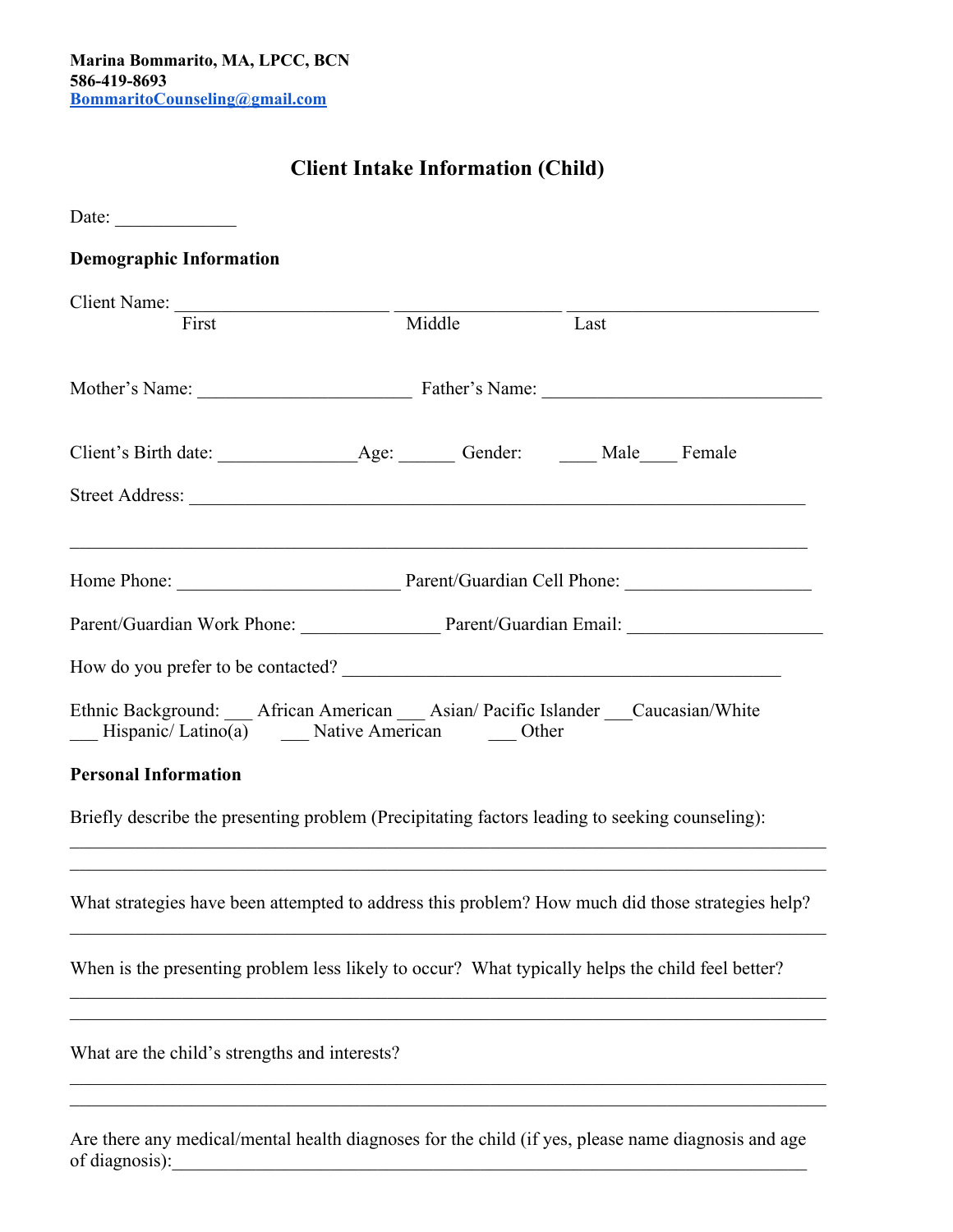**Marina Bommarito, MA, LPCC, BCN**
**586-419-8693**
**BommaritoCounseling@gmail.com**

## Client Intake Information (Child)

Date: _____________

### Demographic Information

Client Name: ______________________ __________________ ___________________________
First Middle Last

Mother's Name: _______________________ Father's Name: ______________________________

Client's Birth date: _______________Age: ______ Gender: ____ Male____ Female

Street Address: ___________________________________________________________________

_____________________________________________________________________________

Home Phone: ________________________ Parent/Guardian Cell Phone: ____________________

Parent/Guardian Work Phone: _______________ Parent/Guardian Email: _____________________

How do you prefer to be contacted? ________________________________________________

Ethnic Background: ___ African American ___ Asian/ Pacific Islander ___Caucasian/White
___ Hispanic/ Latino(a) ___ Native American ___ Other

### Personal Information

Briefly describe the presenting problem (Precipitating factors leading to seeking counseling):

_____________________________________________________________________________

_____________________________________________________________________________

What strategies have been attempted to address this problem? How much did those strategies help?

_____________________________________________________________________________

When is the presenting problem less likely to occur? What typically helps the child feel better?

_____________________________________________________________________________

_____________________________________________________________________________

What are the child's strengths and interests?

_____________________________________________________________________________

_____________________________________________________________________________

Are there any medical/mental health diagnoses for the child (if yes, please name diagnosis and age of diagnosis):______________________________________________________________________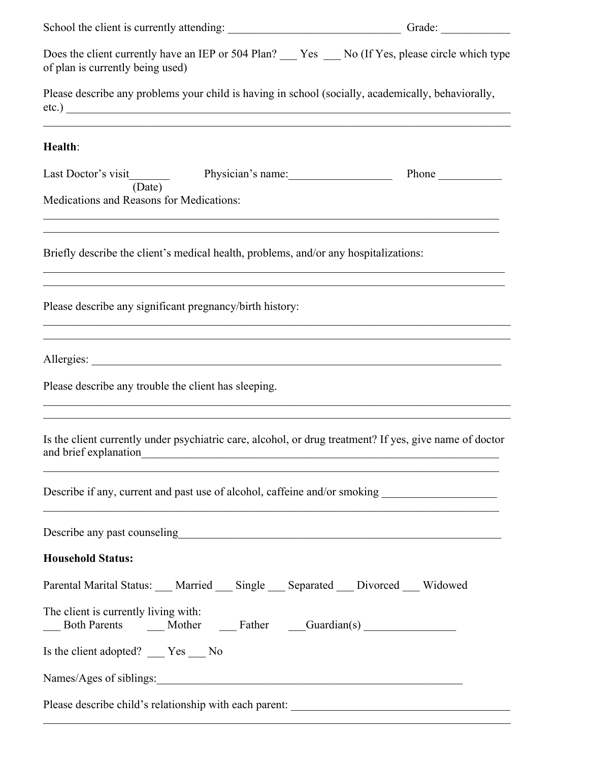School the client is currently attending: ______________________________ Grade: ____________

Does the client currently have an IEP or 504 Plan? ___ Yes ___ No (If Yes, please circle which type of plan is currently being used)

Please describe any problems your child is having in school (socially, academically, behaviorally, etc.) ________________________________________________________________________________

________________________________________________________________________________

**Health**:

Last Doctor's visit_______ (Date) Physician's name:__________________ Phone ___________

Medications and Reasons for Medications:

________________________________________________________________________________

________________________________________________________________________________

Briefly describe the client's medical health, problems, and/or any hospitalizations:

________________________________________________________________________________

________________________________________________________________________________

Please describe any significant pregnancy/birth history:

________________________________________________________________________________

________________________________________________________________________________

Allergies: ________________________________________________________________________

Please describe any trouble the client has sleeping.

________________________________________________________________________________

________________________________________________________________________________

Is the client currently under psychiatric care, alcohol, or drug treatment? If yes, give name of doctor and brief explanation____________________________________________________________________

________________________________________________________________________________

Describe if any, current and past use of alcohol, caffeine and/or smoking ____________________

________________________________________________________________________________

Describe any past counseling_________________________________________________________

**Household Status:**

Parental Marital Status: ___ Married ___ Single ___ Separated ___ Divorced ___ Widowed

The client is currently living with:
___ Both Parents ___ Mother ___ Father ___Guardian(s) _______________

Is the client adopted? ___ Yes ___ No

Names/Ages of siblings:______________________________________________________

Please describe child's relationship with each parent: ____________________________________

________________________________________________________________________________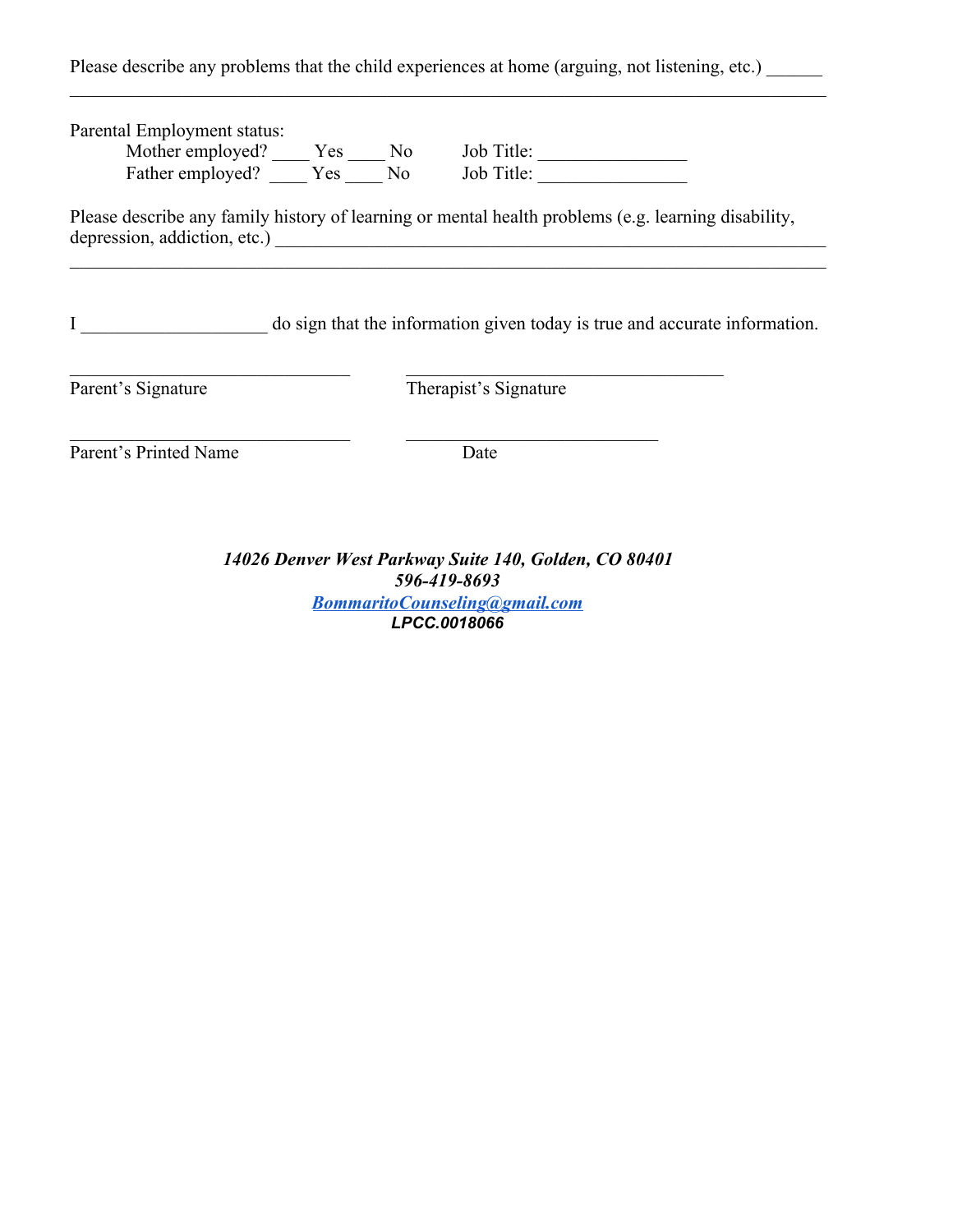Please describe any problems that the child experiences at home (arguing, not listening, etc.) ______
________________________________________________________________________________

Parental Employment status:

Mother employed? ____ Yes ____ No    Job Title: ________________

Father employed? ____ Yes ____ No    Job Title: ________________

Please describe any family history of learning or mental health problems (e.g. learning disability, depression, addiction, etc.) ____________________________________________________________
________________________________________________________________________________

I ____________________ do sign that the information given today is true and accurate information.

______________________________    ______________________________
Parent's Signature    Therapist's Signature

______________________________    ______________________________
Parent's Printed Name    Date

***14026 Denver West Parkway Suite 140, Golden, CO 80401***
***596-419-8693***
***BommaritoCounseling@gmail.com***
***LPCC.0018066***